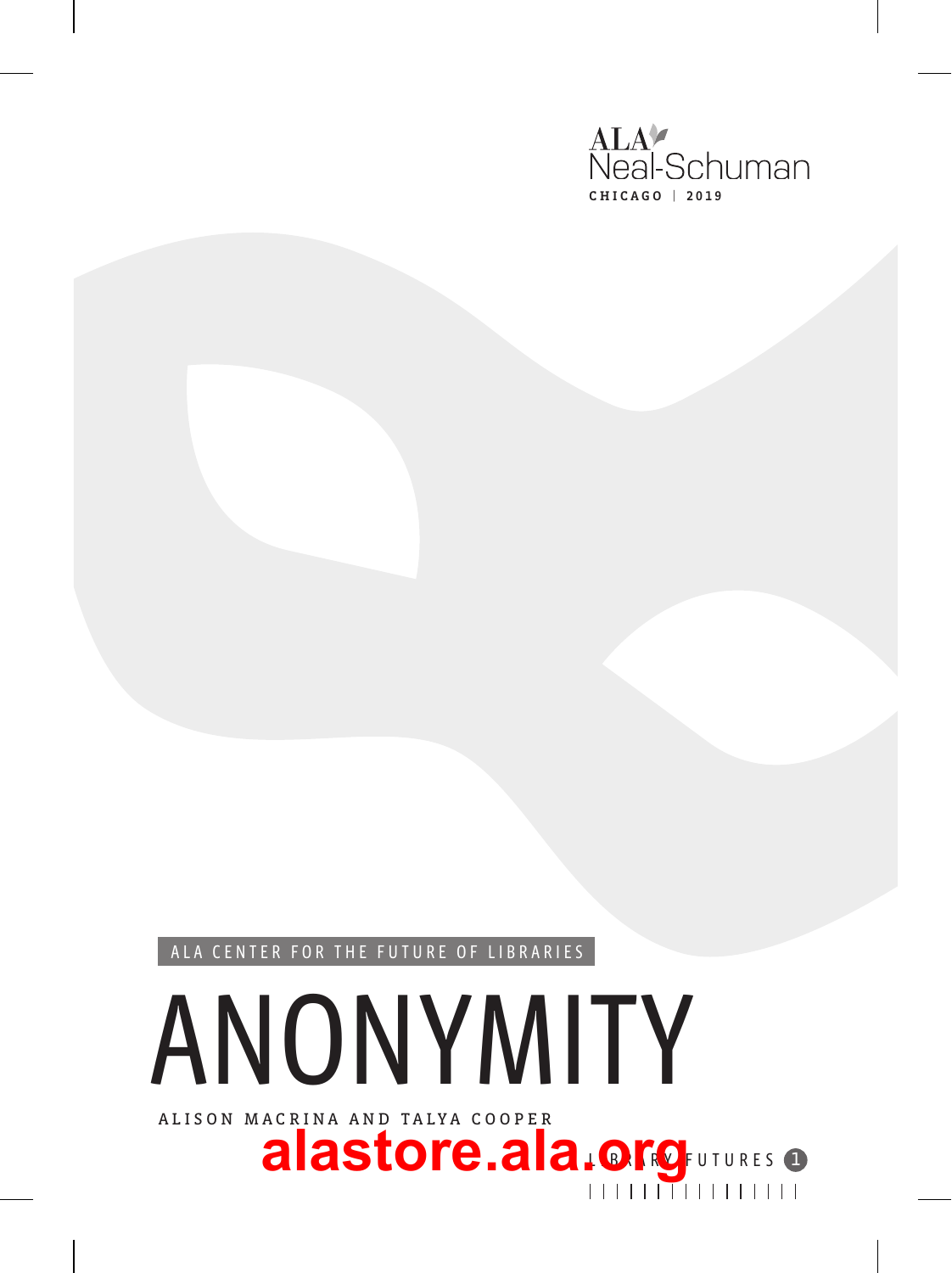ALA Neal-Schuman

CHICAGO | 2019

ALA CENTER FOR THE FUTURE OF LIBRARIES

# ANONYMITY

ALISON MACRINA AND TALYA COOPER

alastore.ala.org

LIBRARY FUTURES 1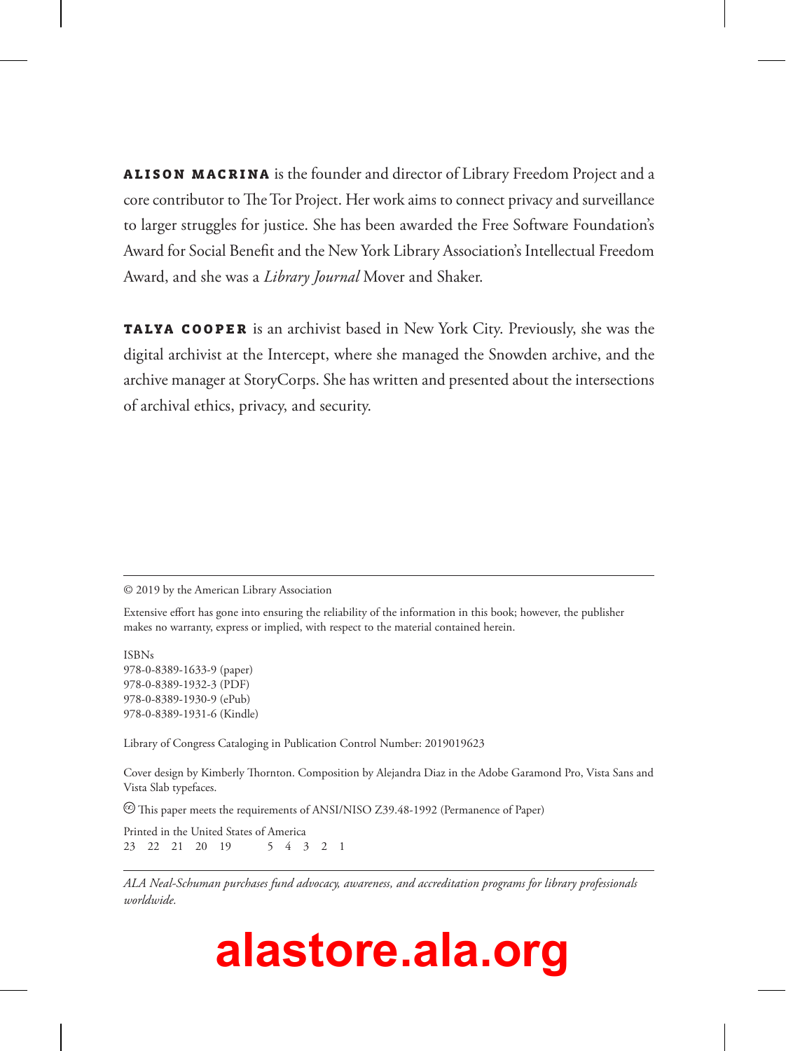**ALISON MACRINA** is the founder and director of Library Freedom Project and a core contributor to The Tor Project. Her work aims to connect privacy and surveillance to larger struggles for justice. She has been awarded the Free Software Foundation's Award for Social Benefit and the New York Library Association's Intellectual Freedom Award, and she was a *Library Journal* Mover and Shaker.

**TALYA COOPER** is an archivist based in New York City. Previously, she was the digital archivist at the Intercept, where she managed the Snowden archive, and the archive manager at StoryCorps. She has written and presented about the intersections of archival ethics, privacy, and security.

---

© 2019 by the American Library Association

Extensive effort has gone into ensuring the reliability of the information in this book; however, the publisher makes no warranty, express or implied, with respect to the material contained herein.

ISBNs
978-0-8389-1633-9 (paper)
978-0-8389-1932-3 (PDF)
978-0-8389-1930-9 (ePub)
978-0-8389-1931-6 (Kindle)

Library of Congress Cataloging in Publication Control Number: 2019019623

Cover design by Kimberly Thornton. Composition by Alejandra Diaz in the Adobe Garamond Pro, Vista Sans and Vista Slab typefaces.

∞ This paper meets the requirements of ANSI/NISO Z39.48-1992 (Permanence of Paper)

Printed in the United States of America
23 22 21 20 19     5 4 3 2 1

---

*ALA Neal-Schuman purchases fund advocacy, awareness, and accreditation programs for library professionals worldwide.*

**alastore.ala.org**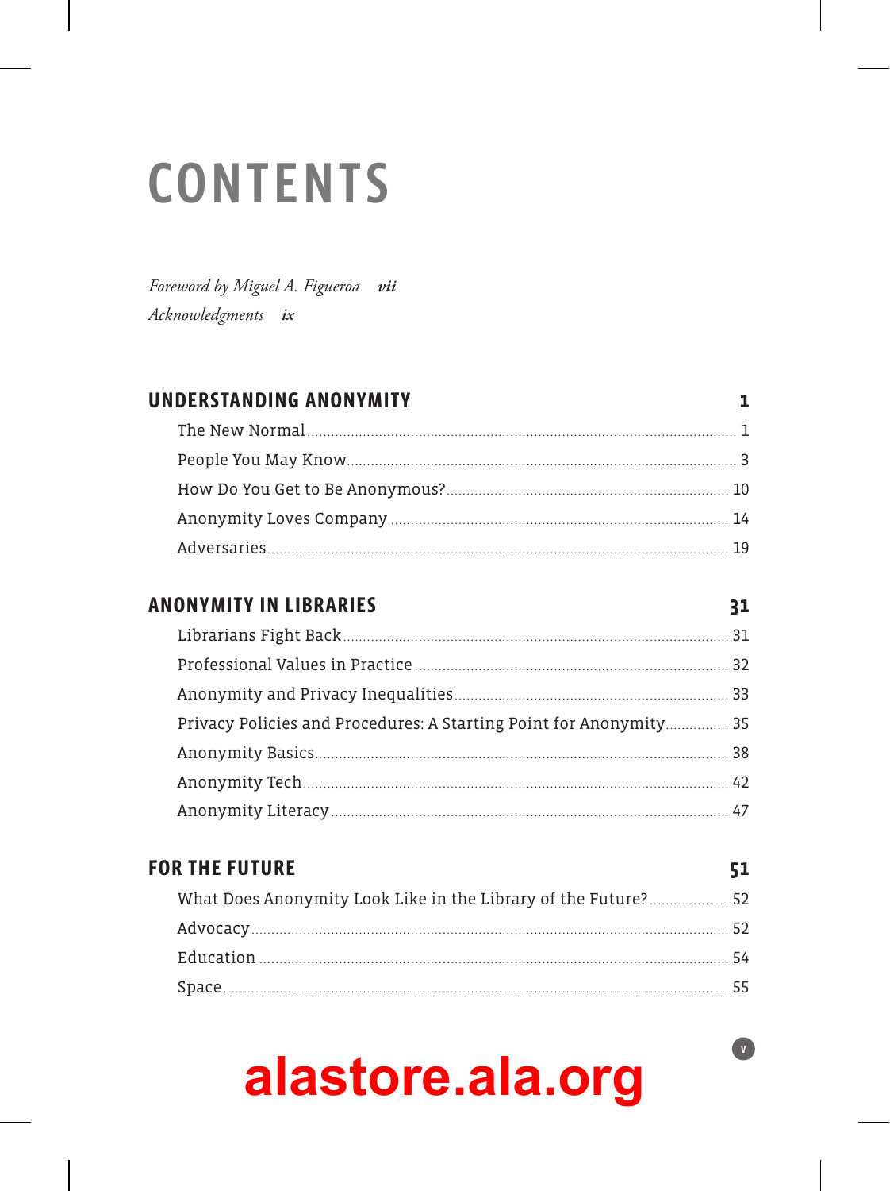# CONTENTS

*Foreword by Miguel A. Figueroa* ***vii***
*Acknowledgments* ***ix***

## UNDERSTANDING ANONYMITY — 1

- The New Normal — 1
- People You May Know — 3
- How Do You Get to Be Anonymous? — 10
- Anonymity Loves Company — 14
- Adversaries — 19

## ANONYMITY IN LIBRARIES — 31

- Librarians Fight Back — 31
- Professional Values in Practice — 32
- Anonymity and Privacy Inequalities — 33
- Privacy Policies and Procedures: A Starting Point for Anonymity — 35
- Anonymity Basics — 38
- Anonymity Tech — 42
- Anonymity Literacy — 47

## FOR THE FUTURE — 51

- What Does Anonymity Look Like in the Library of the Future? — 52
- Advocacy — 52
- Education — 54
- Space — 55

alastore.ala.org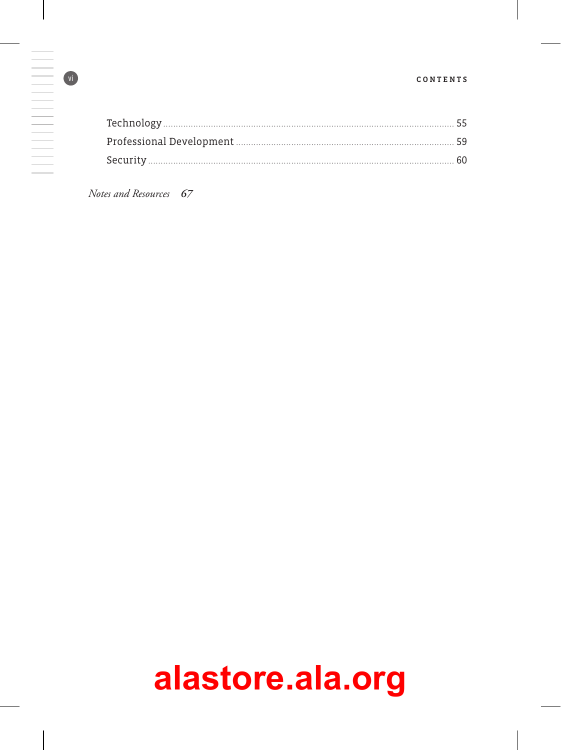Technology ..... 55
Professional Development ..... 59
Security ..... 60

*Notes and Resources* ***67***

**alastore.ala.org**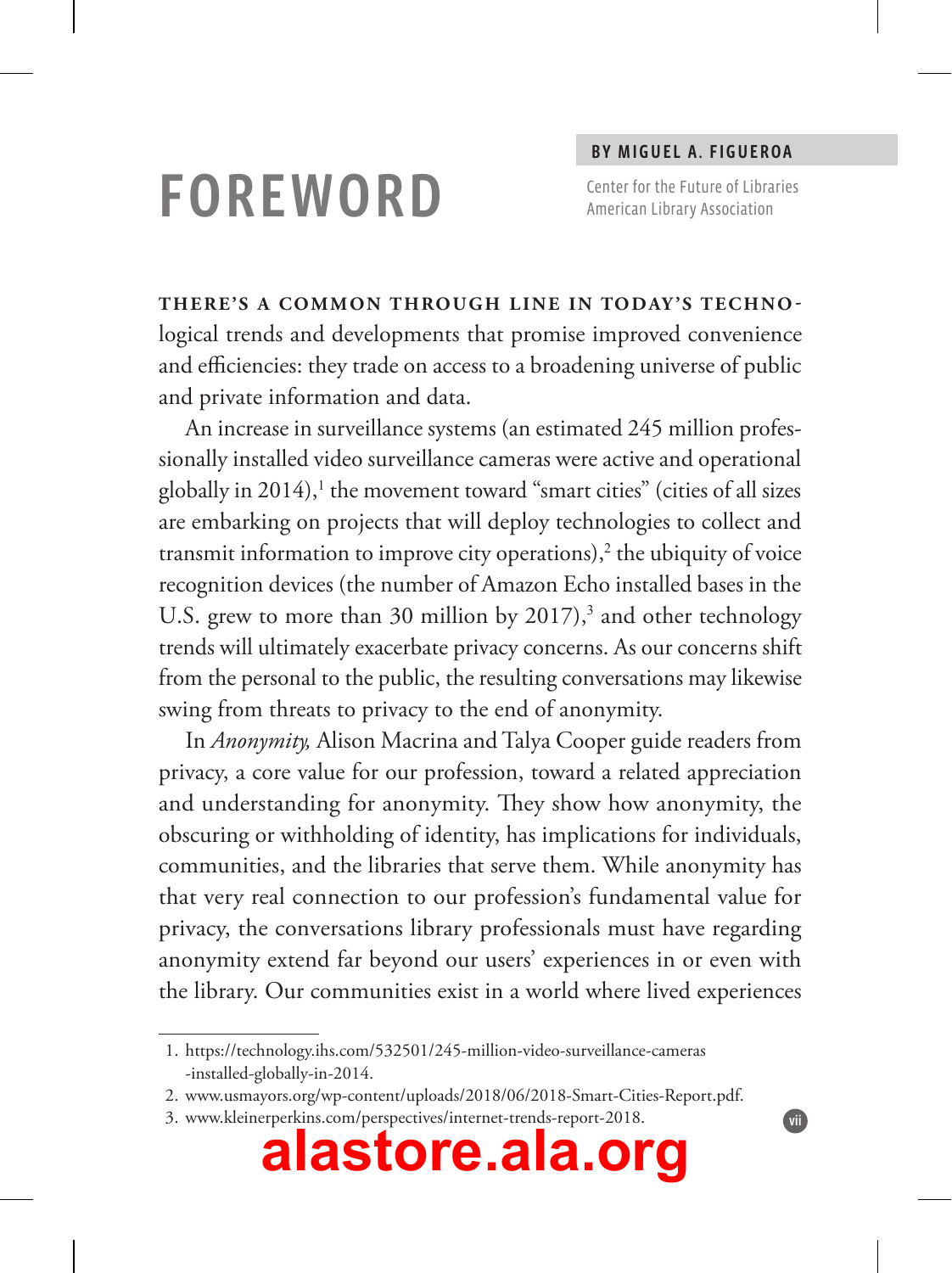# FOREWORD

**BY MIGUEL A. FIGUEROA**

Center for the Future of Libraries
American Library Association

**THERE'S A COMMON THROUGH LINE IN TODAY'S TECHNO**logical trends and developments that promise improved convenience and efficiencies: they trade on access to a broadening universe of public and private information and data.

An increase in surveillance systems (an estimated 245 million professionally installed video surveillance cameras were active and operational globally in 2014),[1] the movement toward "smart cities" (cities of all sizes are embarking on projects that will deploy technologies to collect and transmit information to improve city operations),[2] the ubiquity of voice recognition devices (the number of Amazon Echo installed bases in the U.S. grew to more than 30 million by 2017),[3] and other technology trends will ultimately exacerbate privacy concerns. As our concerns shift from the personal to the public, the resulting conversations may likewise swing from threats to privacy to the end of anonymity.

In *Anonymity,* Alison Macrina and Talya Cooper guide readers from privacy, a core value for our profession, toward a related appreciation and understanding for anonymity. They show how anonymity, the obscuring or withholding of identity, has implications for individuals, communities, and the libraries that serve them. While anonymity has that very real connection to our profession's fundamental value for privacy, the conversations library professionals must have regarding anonymity extend far beyond our users' experiences in or even with the library. Our communities exist in a world where lived experiences

1. https://technology.ihs.com/532501/245-million-video-surveillance-cameras-installed-globally-in-2014.
2. www.usmayors.org/wp-content/uploads/2018/06/2018-Smart-Cities-Report.pdf.
3. www.kleinerperkins.com/perspectives/internet-trends-report-2018.

alastore.ala.org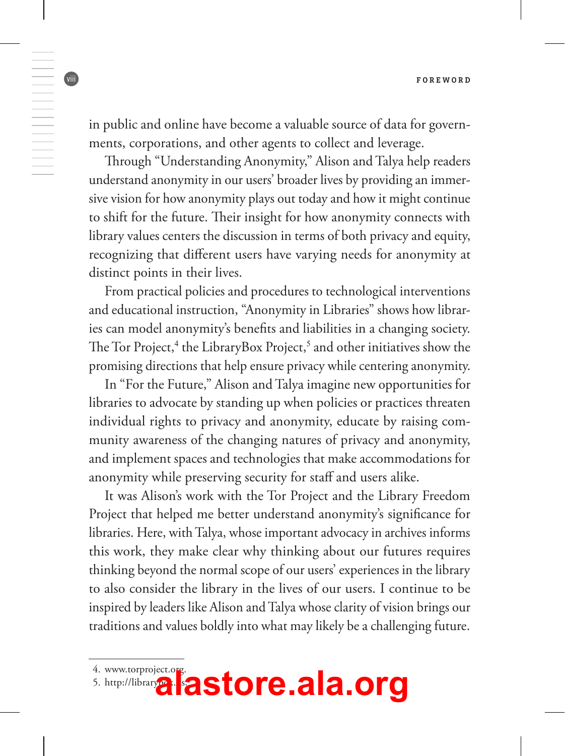in public and online have become a valuable source of data for governments, corporations, and other agents to collect and leverage.

Through "Understanding Anonymity," Alison and Talya help readers understand anonymity in our users' broader lives by providing an immersive vision for how anonymity plays out today and how it might continue to shift for the future. Their insight for how anonymity connects with library values centers the discussion in terms of both privacy and equity, recognizing that different users have varying needs for anonymity at distinct points in their lives.

From practical policies and procedures to technological interventions and educational instruction, "Anonymity in Libraries" shows how libraries can model anonymity's benefits and liabilities in a changing society. The Tor Project,[4] the LibraryBox Project,[5] and other initiatives show the promising directions that help ensure privacy while centering anonymity.

In "For the Future," Alison and Talya imagine new opportunities for libraries to advocate by standing up when policies or practices threaten individual rights to privacy and anonymity, educate by raising community awareness of the changing natures of privacy and anonymity, and implement spaces and technologies that make accommodations for anonymity while preserving security for staff and users alike.

It was Alison's work with the Tor Project and the Library Freedom Project that helped me better understand anonymity's significance for libraries. Here, with Talya, whose important advocacy in archives informs this work, they make clear why thinking about our futures requires thinking beyond the normal scope of our users' experiences in the library to also consider the library in the lives of our users. I continue to be inspired by leaders like Alison and Talya whose clarity of vision brings our traditions and values boldly into what may likely be a challenging future.

---

4. www.torproject.org.
5. http://librarybox.us.

alastore.ala.org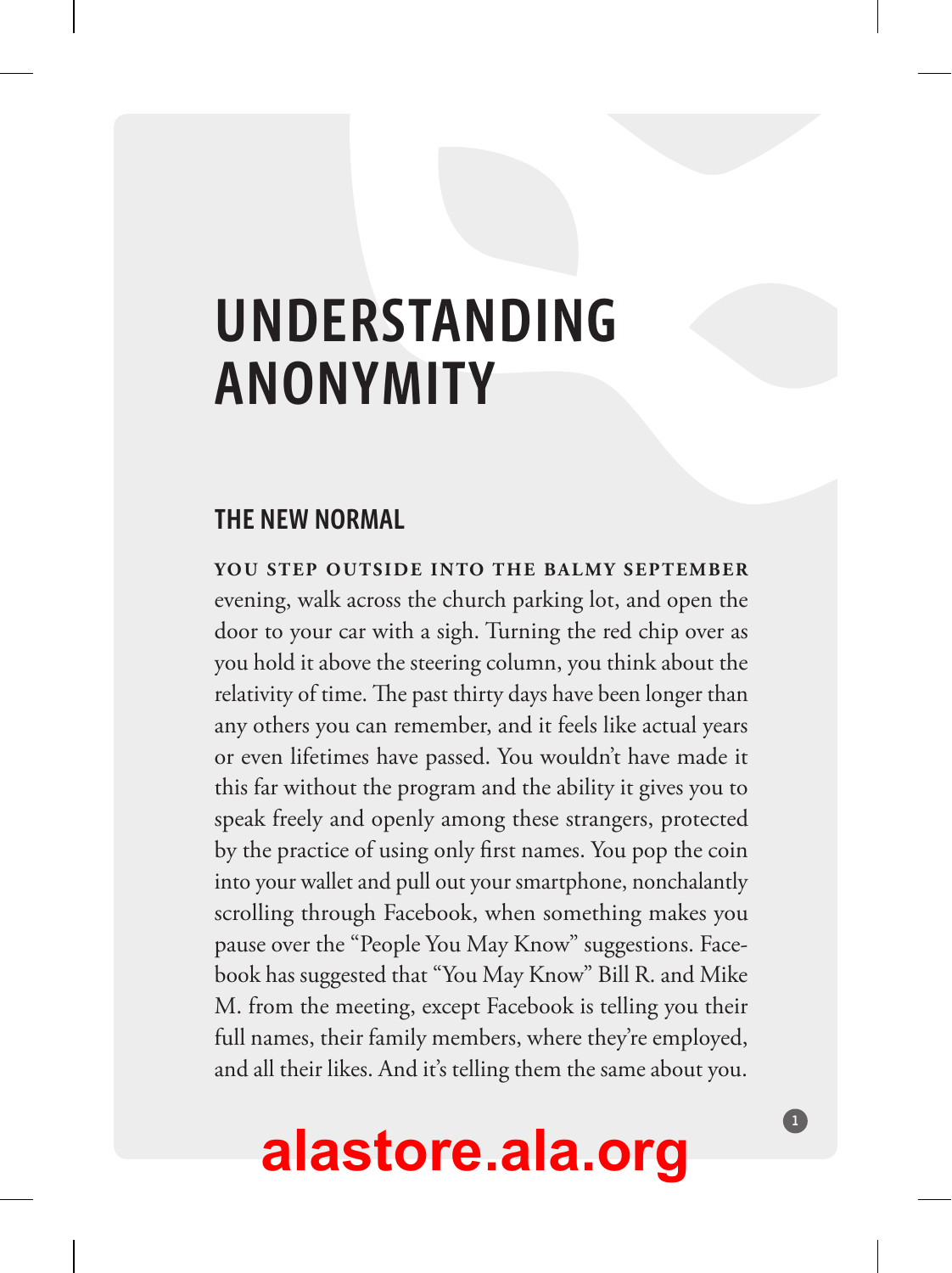# UNDERSTANDING ANONYMITY

## THE NEW NORMAL

**YOU STEP OUTSIDE INTO THE BALMY SEPTEMBER** evening, walk across the church parking lot, and open the door to your car with a sigh. Turning the red chip over as you hold it above the steering column, you think about the relativity of time. The past thirty days have been longer than any others you can remember, and it feels like actual years or even lifetimes have passed. You wouldn't have made it this far without the program and the ability it gives you to speak freely and openly among these strangers, protected by the practice of using only first names. You pop the coin into your wallet and pull out your smartphone, nonchalantly scrolling through Facebook, when something makes you pause over the "People You May Know" suggestions. Facebook has suggested that "You May Know" Bill R. and Mike M. from the meeting, except Facebook is telling you their full names, their family members, where they're employed, and all their likes. And it's telling them the same about you.

alastore.ala.org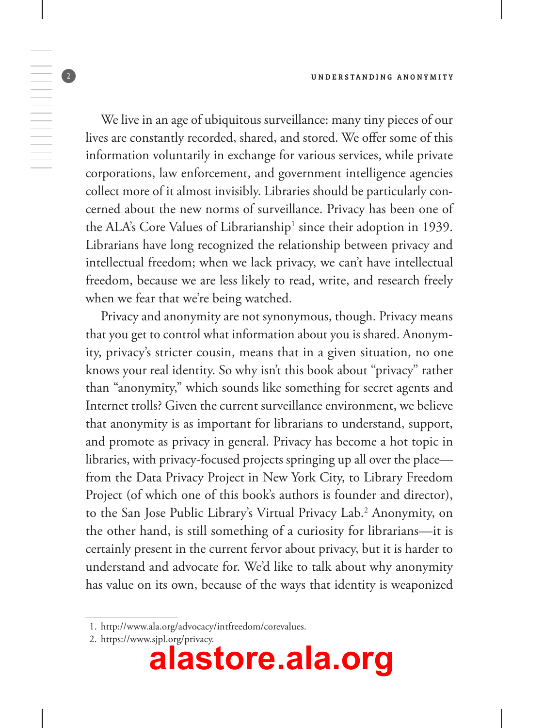We live in an age of ubiquitous surveillance: many tiny pieces of our lives are constantly recorded, shared, and stored. We offer some of this information voluntarily in exchange for various services, while private corporations, law enforcement, and government intelligence agencies collect more of it almost invisibly. Libraries should be particularly concerned about the new norms of surveillance. Privacy has been one of the ALA's Core Values of Librarianship[1] since their adoption in 1939. Librarians have long recognized the relationship between privacy and intellectual freedom; when we lack privacy, we can't have intellectual freedom, because we are less likely to read, write, and research freely when we fear that we're being watched.

Privacy and anonymity are not synonymous, though. Privacy means that you get to control what information about you is shared. Anonymity, privacy's stricter cousin, means that in a given situation, no one knows your real identity. So why isn't this book about "privacy" rather than "anonymity," which sounds like something for secret agents and Internet trolls? Given the current surveillance environment, we believe that anonymity is as important for librarians to understand, support, and promote as privacy in general. Privacy has become a hot topic in libraries, with privacy-focused projects springing up all over the place—from the Data Privacy Project in New York City, to Library Freedom Project (of which one of this book's authors is founder and director), to the San Jose Public Library's Virtual Privacy Lab.[2] Anonymity, on the other hand, is still something of a curiosity for librarians—it is certainly present in the current fervor about privacy, but it is harder to understand and advocate for. We'd like to talk about why anonymity has value on its own, because of the ways that identity is weaponized

1. http://www.ala.org/advocacy/intfreedom/corevalues.
2. https://www.sjpl.org/privacy.

alastore.ala.org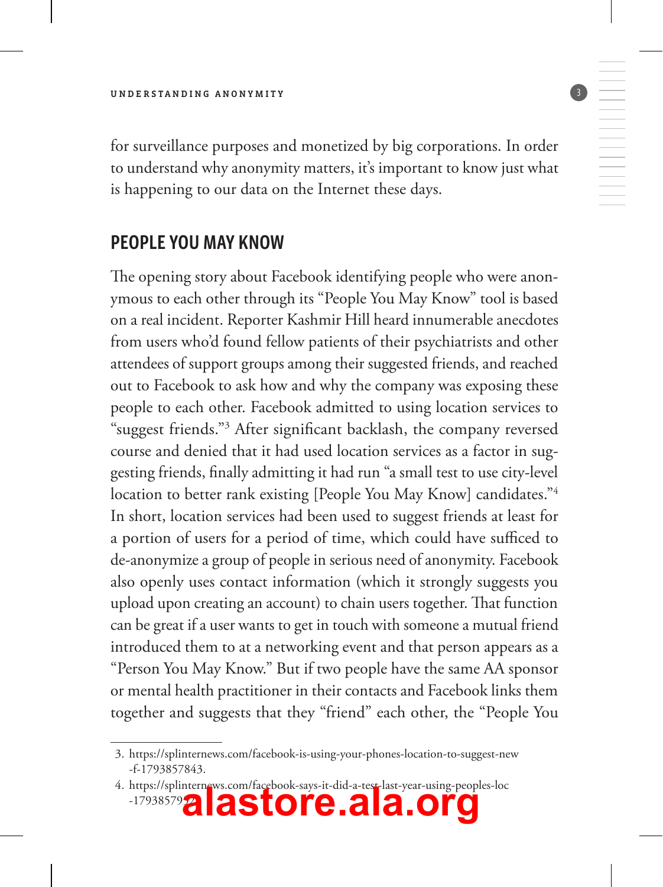for surveillance purposes and monetized by big corporations. In order to understand why anonymity matters, it's important to know just what is happening to our data on the Internet these days.

## PEOPLE YOU MAY KNOW

The opening story about Facebook identifying people who were anonymous to each other through its "People You May Know" tool is based on a real incident. Reporter Kashmir Hill heard innumerable anecdotes from users who'd found fellow patients of their psychiatrists and other attendees of support groups among their suggested friends, and reached out to Facebook to ask how and why the company was exposing these people to each other. Facebook admitted to using location services to "suggest friends."[3] After significant backlash, the company reversed course and denied that it had used location services as a factor in suggesting friends, finally admitting it had run "a small test to use city-level location to better rank existing [People You May Know] candidates."[4] In short, location services had been used to suggest friends at least for a portion of users for a period of time, which could have sufficed to de-anonymize a group of people in serious need of anonymity. Facebook also openly uses contact information (which it strongly suggests you upload upon creating an account) to chain users together. That function can be great if a user wants to get in touch with someone a mutual friend introduced them to at a networking event and that person appears as a "Person You May Know." But if two people have the same AA sponsor or mental health practitioner in their contacts and Facebook links them together and suggests that they "friend" each other, the "People You

---

3. https://splinternews.com/facebook-is-using-your-phones-location-to-suggest-new-f-1793857843.
4. https://splinternews.com/facebook-says-it-did-a-test-last-year-using-peoples-loc-1793857927.

alastore.ala.org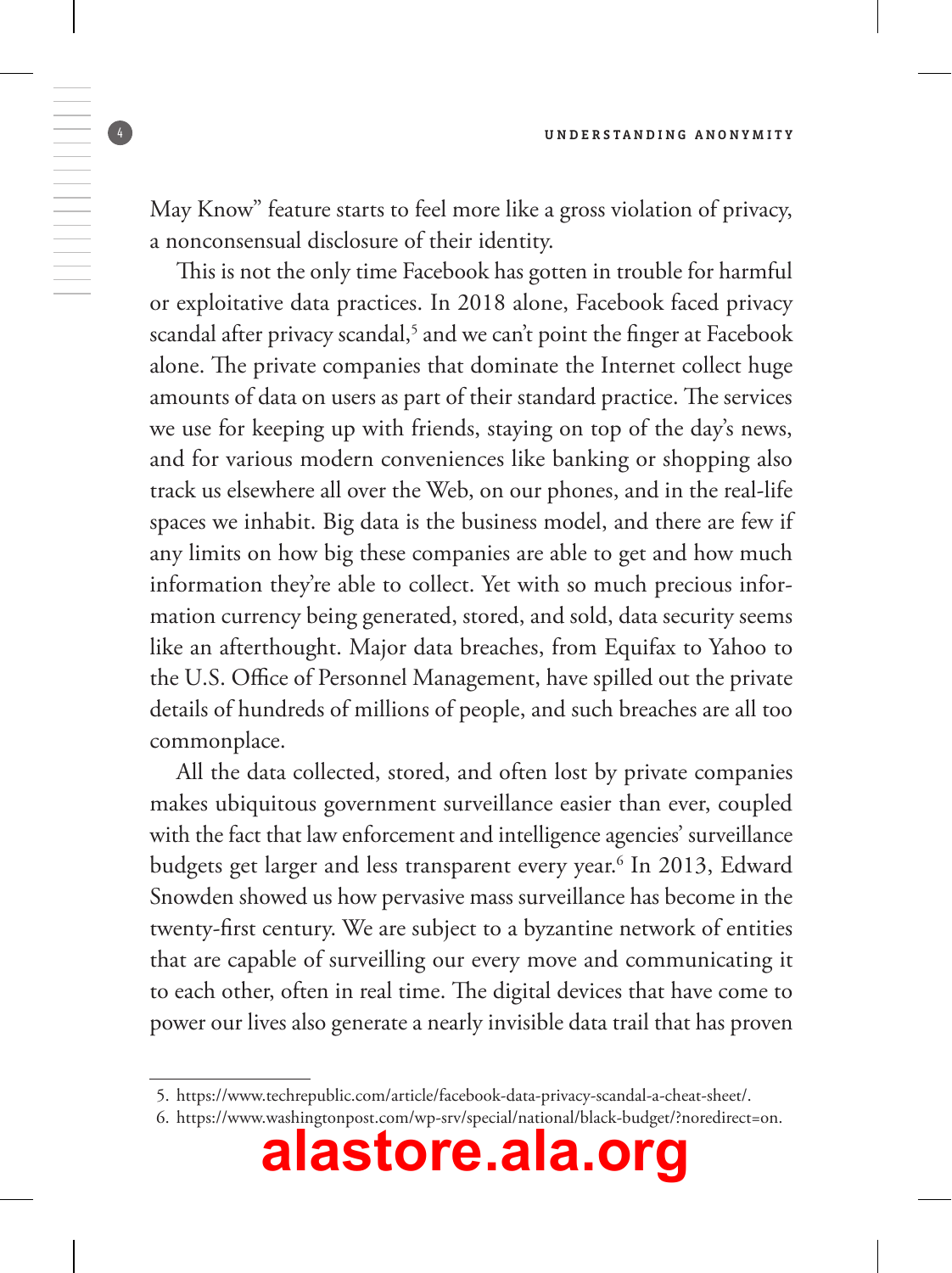May Know" feature starts to feel more like a gross violation of privacy, a nonconsensual disclosure of their identity.

This is not the only time Facebook has gotten in trouble for harmful or exploitative data practices. In 2018 alone, Facebook faced privacy scandal after privacy scandal,[5] and we can't point the finger at Facebook alone. The private companies that dominate the Internet collect huge amounts of data on users as part of their standard practice. The services we use for keeping up with friends, staying on top of the day's news, and for various modern conveniences like banking or shopping also track us elsewhere all over the Web, on our phones, and in the real-life spaces we inhabit. Big data is the business model, and there are few if any limits on how big these companies are able to get and how much information they're able to collect. Yet with so much precious information currency being generated, stored, and sold, data security seems like an afterthought. Major data breaches, from Equifax to Yahoo to the U.S. Office of Personnel Management, have spilled out the private details of hundreds of millions of people, and such breaches are all too commonplace.

All the data collected, stored, and often lost by private companies makes ubiquitous government surveillance easier than ever, coupled with the fact that law enforcement and intelligence agencies' surveillance budgets get larger and less transparent every year.[6] In 2013, Edward Snowden showed us how pervasive mass surveillance has become in the twenty-first century. We are subject to a byzantine network of entities that are capable of surveilling our every move and communicating it to each other, often in real time. The digital devices that have come to power our lives also generate a nearly invisible data trail that has proven

5. https://www.techrepublic.com/article/facebook-data-privacy-scandal-a-cheat-sheet/.
6. https://www.washingtonpost.com/wp-srv/special/national/black-budget/?noredirect=on.

alastore.ala.org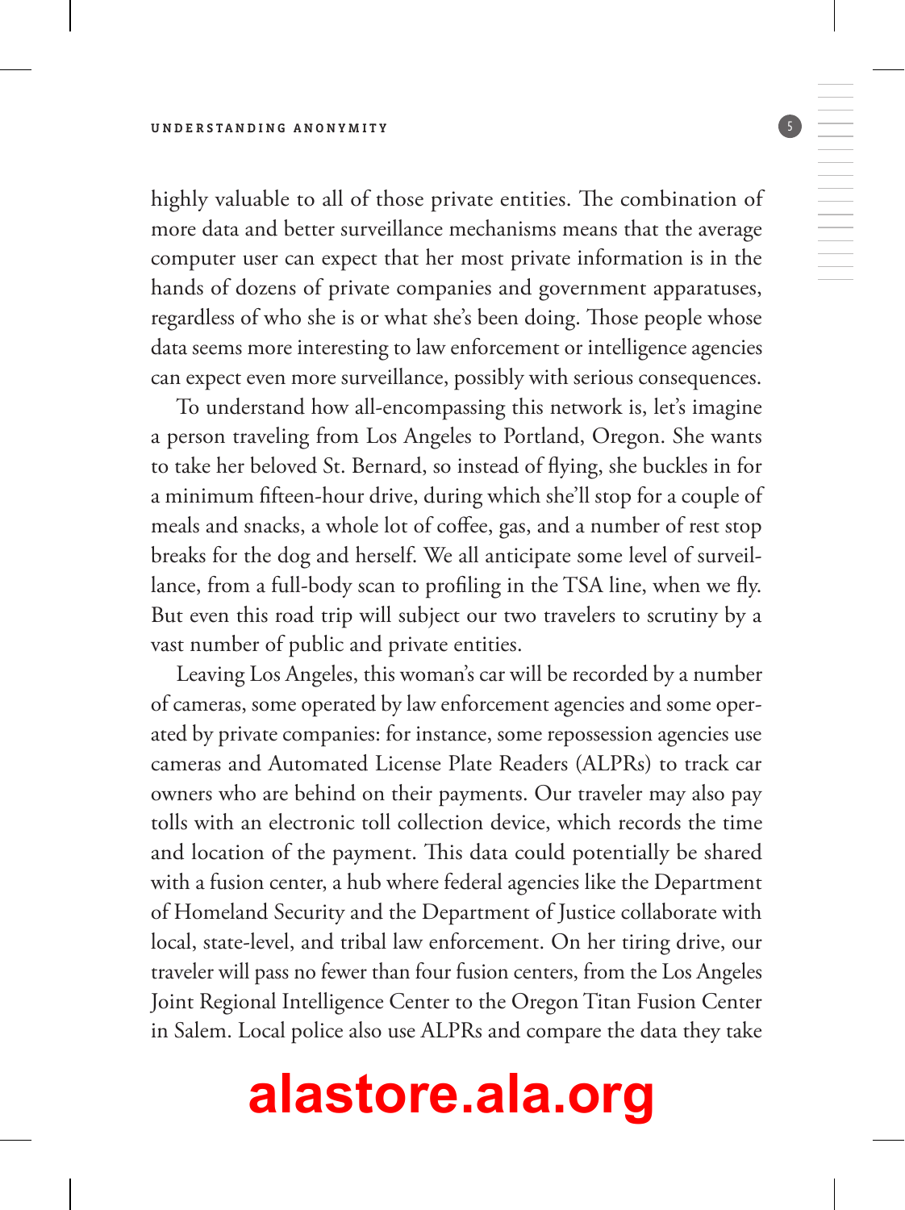highly valuable to all of those private entities. The combination of more data and better surveillance mechanisms means that the average computer user can expect that her most private information is in the hands of dozens of private companies and government apparatuses, regardless of who she is or what she's been doing. Those people whose data seems more interesting to law enforcement or intelligence agencies can expect even more surveillance, possibly with serious consequences.

To understand how all-encompassing this network is, let's imagine a person traveling from Los Angeles to Portland, Oregon. She wants to take her beloved St. Bernard, so instead of flying, she buckles in for a minimum fifteen-hour drive, during which she'll stop for a couple of meals and snacks, a whole lot of coffee, gas, and a number of rest stop breaks for the dog and herself. We all anticipate some level of surveillance, from a full-body scan to profiling in the TSA line, when we fly. But even this road trip will subject our two travelers to scrutiny by a vast number of public and private entities.

Leaving Los Angeles, this woman's car will be recorded by a number of cameras, some operated by law enforcement agencies and some operated by private companies: for instance, some repossession agencies use cameras and Automated License Plate Readers (ALPRs) to track car owners who are behind on their payments. Our traveler may also pay tolls with an electronic toll collection device, which records the time and location of the payment. This data could potentially be shared with a fusion center, a hub where federal agencies like the Department of Homeland Security and the Department of Justice collaborate with local, state-level, and tribal law enforcement. On her tiring drive, our traveler will pass no fewer than four fusion centers, from the Los Angeles Joint Regional Intelligence Center to the Oregon Titan Fusion Center in Salem. Local police also use ALPRs and compare the data they take

alastore.ala.org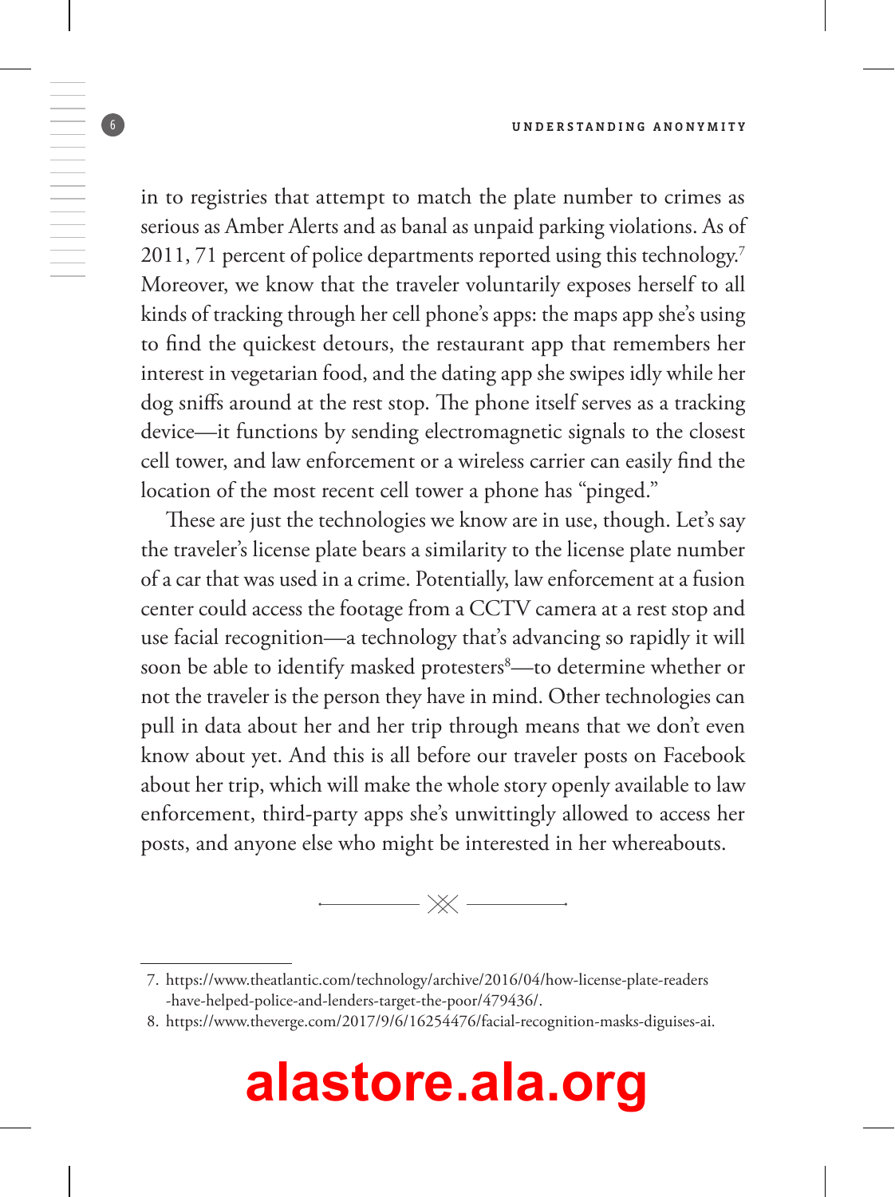in to registries that attempt to match the plate number to crimes as serious as Amber Alerts and as banal as unpaid parking violations. As of 2011, 71 percent of police departments reported using this technology.[7] Moreover, we know that the traveler voluntarily exposes herself to all kinds of tracking through her cell phone's apps: the maps app she's using to find the quickest detours, the restaurant app that remembers her interest in vegetarian food, and the dating app she swipes idly while her dog sniffs around at the rest stop. The phone itself serves as a tracking device—it functions by sending electromagnetic signals to the closest cell tower, and law enforcement or a wireless carrier can easily find the location of the most recent cell tower a phone has "pinged."

These are just the technologies we know are in use, though. Let's say the traveler's license plate bears a similarity to the license plate number of a car that was used in a crime. Potentially, law enforcement at a fusion center could access the footage from a CCTV camera at a rest stop and use facial recognition—a technology that's advancing so rapidly it will soon be able to identify masked protesters[8]—to determine whether or not the traveler is the person they have in mind. Other technologies can pull in data about her and her trip through means that we don't even know about yet. And this is all before our traveler posts on Facebook about her trip, which will make the whole story openly available to law enforcement, third-party apps she's unwittingly allowed to access her posts, and anyone else who might be interested in her whereabouts.

---

7. https://www.theatlantic.com/technology/archive/2016/04/how-license-plate-readers-have-helped-police-and-lenders-target-the-poor/479436/.
8. https://www.theverge.com/2017/9/6/16254476/facial-recognition-masks-diguises-ai.

alastore.ala.org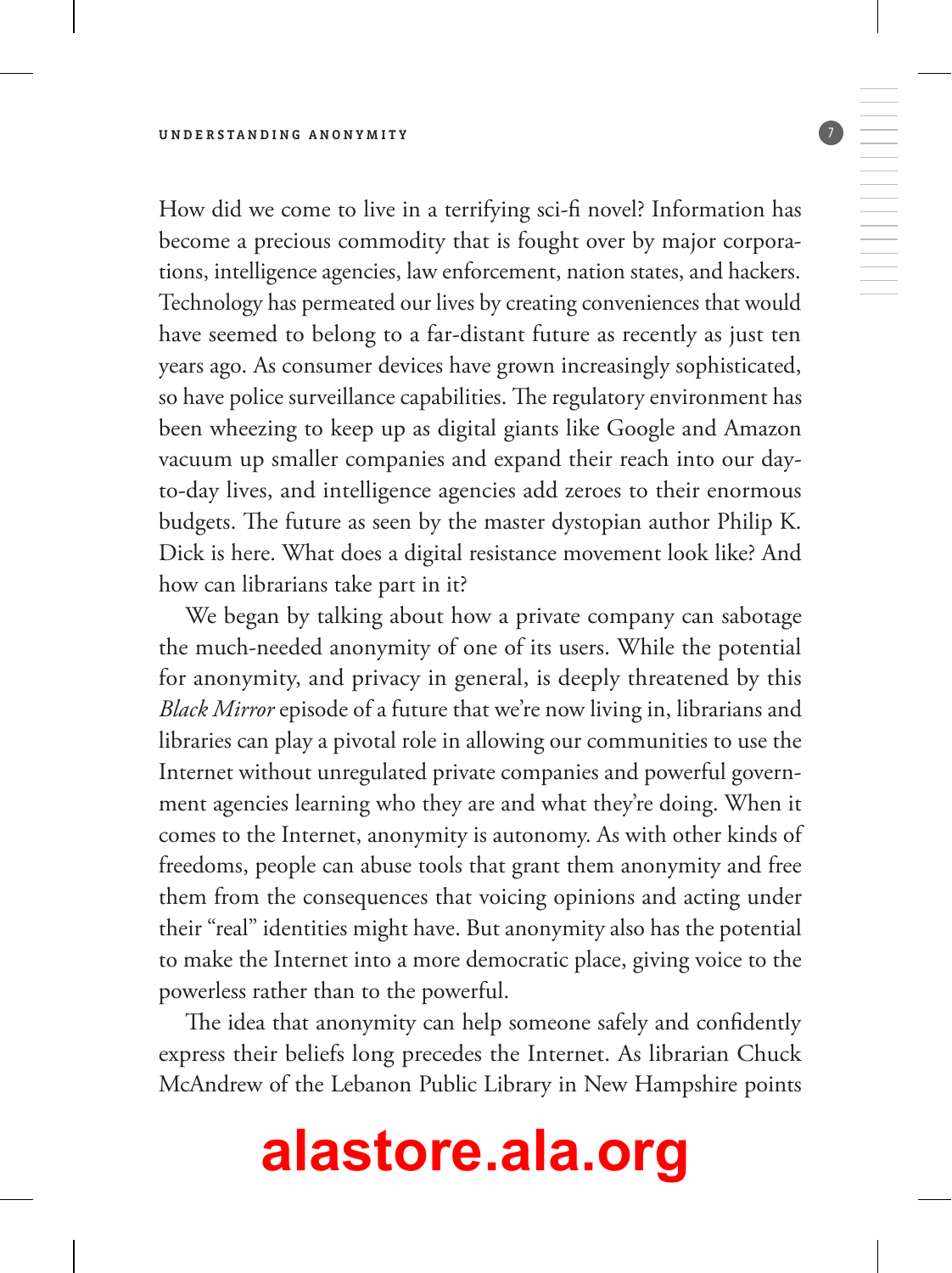How did we come to live in a terrifying sci-fi novel? Information has become a precious commodity that is fought over by major corporations, intelligence agencies, law enforcement, nation states, and hackers. Technology has permeated our lives by creating conveniences that would have seemed to belong to a far-distant future as recently as just ten years ago. As consumer devices have grown increasingly sophisticated, so have police surveillance capabilities. The regulatory environment has been wheezing to keep up as digital giants like Google and Amazon vacuum up smaller companies and expand their reach into our day-to-day lives, and intelligence agencies add zeroes to their enormous budgets. The future as seen by the master dystopian author Philip K. Dick is here. What does a digital resistance movement look like? And how can librarians take part in it?

We began by talking about how a private company can sabotage the much-needed anonymity of one of its users. While the potential for anonymity, and privacy in general, is deeply threatened by this *Black Mirror* episode of a future that we're now living in, librarians and libraries can play a pivotal role in allowing our communities to use the Internet without unregulated private companies and powerful government agencies learning who they are and what they're doing. When it comes to the Internet, anonymity is autonomy. As with other kinds of freedoms, people can abuse tools that grant them anonymity and free them from the consequences that voicing opinions and acting under their "real" identities might have. But anonymity also has the potential to make the Internet into a more democratic place, giving voice to the powerless rather than to the powerful.

The idea that anonymity can help someone safely and confidently express their beliefs long precedes the Internet. As librarian Chuck McAndrew of the Lebanon Public Library in New Hampshire points

**alastore.ala.org**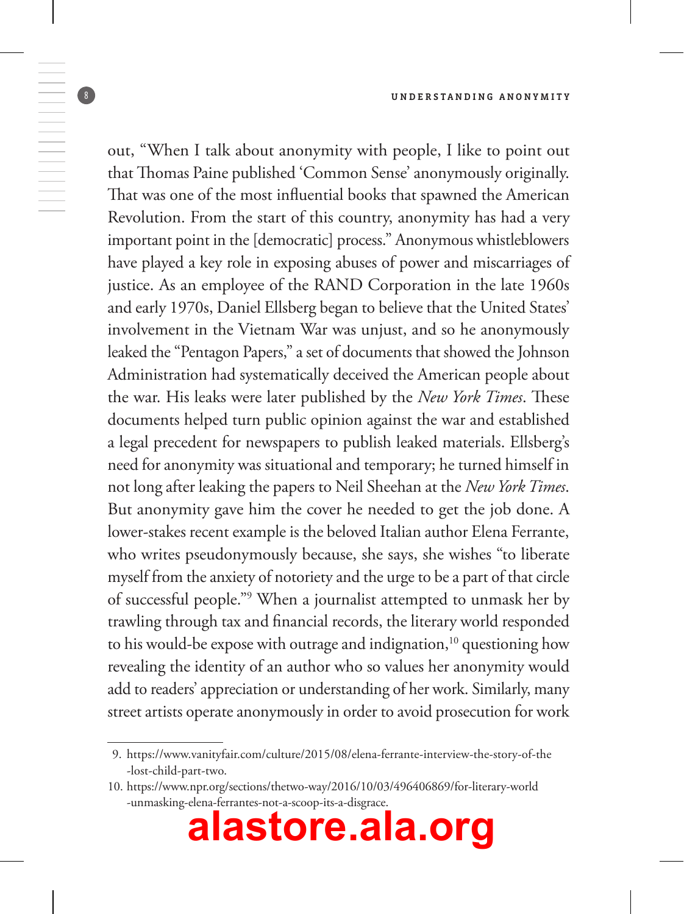out, "When I talk about anonymity with people, I like to point out that Thomas Paine published 'Common Sense' anonymously originally. That was one of the most influential books that spawned the American Revolution. From the start of this country, anonymity has had a very important point in the [democratic] process." Anonymous whistleblowers have played a key role in exposing abuses of power and miscarriages of justice. As an employee of the RAND Corporation in the late 1960s and early 1970s, Daniel Ellsberg began to believe that the United States' involvement in the Vietnam War was unjust, and so he anonymously leaked the "Pentagon Papers," a set of documents that showed the Johnson Administration had systematically deceived the American people about the war. His leaks were later published by the *New York Times*. These documents helped turn public opinion against the war and established a legal precedent for newspapers to publish leaked materials. Ellsberg's need for anonymity was situational and temporary; he turned himself in not long after leaking the papers to Neil Sheehan at the *New York Times*. But anonymity gave him the cover he needed to get the job done. A lower-stakes recent example is the beloved Italian author Elena Ferrante, who writes pseudonymously because, she says, she wishes "to liberate myself from the anxiety of notoriety and the urge to be a part of that circle of successful people."[9] When a journalist attempted to unmask her by trawling through tax and financial records, the literary world responded to his would-be expose with outrage and indignation,[10] questioning how revealing the identity of an author who so values her anonymity would add to readers' appreciation or understanding of her work. Similarly, many street artists operate anonymously in order to avoid prosecution for work

---

9. https://www.vanityfair.com/culture/2015/08/elena-ferrante-interview-the-story-of-the-lost-child-part-two.
10. https://www.npr.org/sections/thetwo-way/2016/10/03/496406869/for-literary-world-unmasking-elena-ferrantes-not-a-scoop-its-a-disgrace.

alastore.ala.org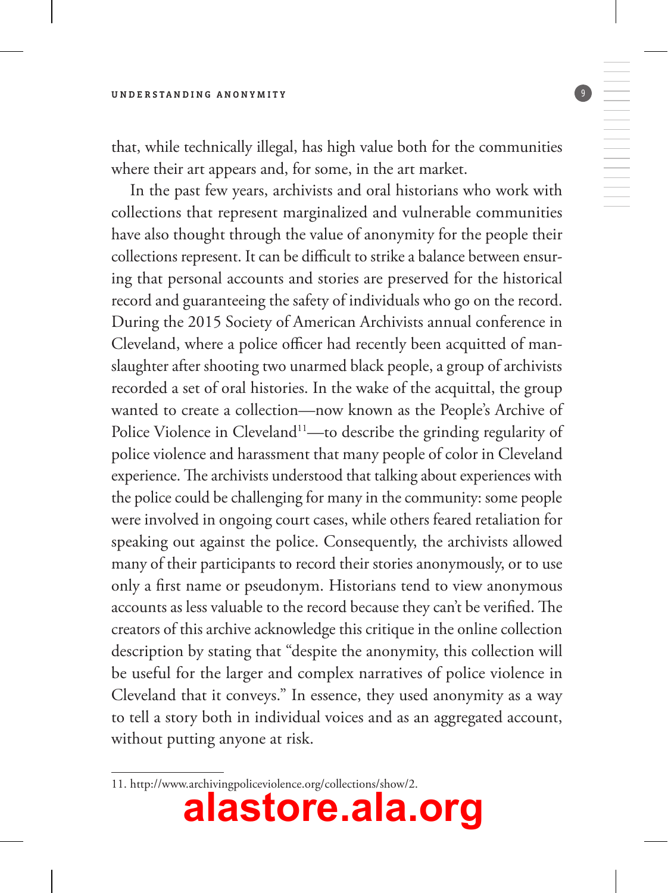that, while technically illegal, has high value both for the communities where their art appears and, for some, in the art market.

In the past few years, archivists and oral historians who work with collections that represent marginalized and vulnerable communities have also thought through the value of anonymity for the people their collections represent. It can be difficult to strike a balance between ensuring that personal accounts and stories are preserved for the historical record and guaranteeing the safety of individuals who go on the record. During the 2015 Society of American Archivists annual conference in Cleveland, where a police officer had recently been acquitted of manslaughter after shooting two unarmed black people, a group of archivists recorded a set of oral histories. In the wake of the acquittal, the group wanted to create a collection—now known as the People's Archive of Police Violence in Cleveland[11]—to describe the grinding regularity of police violence and harassment that many people of color in Cleveland experience. The archivists understood that talking about experiences with the police could be challenging for many in the community: some people were involved in ongoing court cases, while others feared retaliation for speaking out against the police. Consequently, the archivists allowed many of their participants to record their stories anonymously, or to use only a first name or pseudonym. Historians tend to view anonymous accounts as less valuable to the record because they can't be verified. The creators of this archive acknowledge this critique in the online collection description by stating that "despite the anonymity, this collection will be useful for the larger and complex narratives of police violence in Cleveland that it conveys." In essence, they used anonymity as a way to tell a story both in individual voices and as an aggregated account, without putting anyone at risk.

---

11. http://www.archivingpoliceviolence.org/collections/show/2.

alastore.ala.org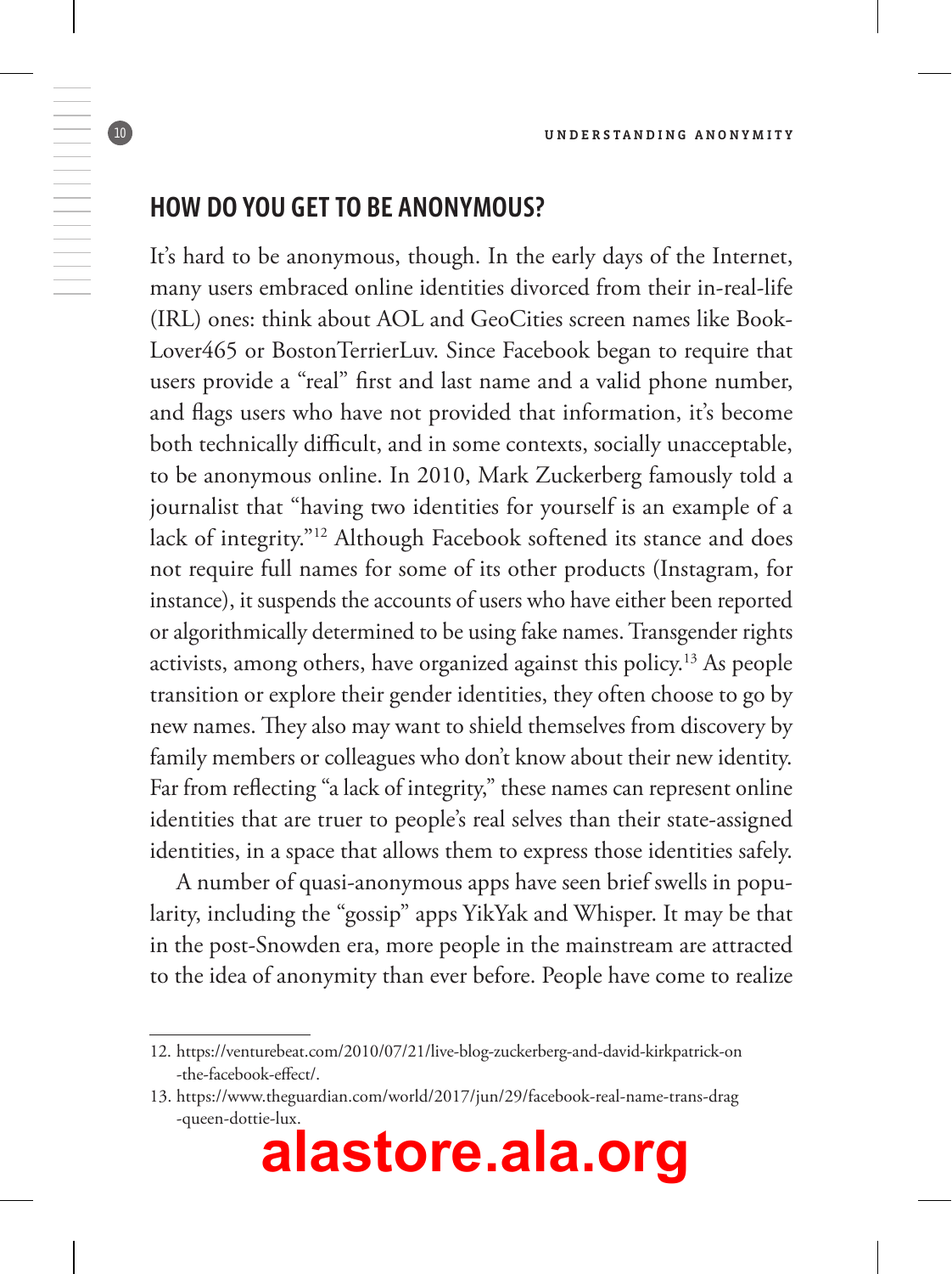## HOW DO YOU GET TO BE ANONYMOUS?

It's hard to be anonymous, though. In the early days of the Internet, many users embraced online identities divorced from their in-real-life (IRL) ones: think about AOL and GeoCities screen names like BookLover465 or BostonTerrierLuv. Since Facebook began to require that users provide a "real" first and last name and a valid phone number, and flags users who have not provided that information, it's become both technically difficult, and in some contexts, socially unacceptable, to be anonymous online. In 2010, Mark Zuckerberg famously told a journalist that "having two identities for yourself is an example of a lack of integrity."[12] Although Facebook softened its stance and does not require full names for some of its other products (Instagram, for instance), it suspends the accounts of users who have either been reported or algorithmically determined to be using fake names. Transgender rights activists, among others, have organized against this policy.[13] As people transition or explore their gender identities, they often choose to go by new names. They also may want to shield themselves from discovery by family members or colleagues who don't know about their new identity. Far from reflecting "a lack of integrity," these names can represent online identities that are truer to people's real selves than their state-assigned identities, in a space that allows them to express those identities safely.

A number of quasi-anonymous apps have seen brief swells in popularity, including the "gossip" apps YikYak and Whisper. It may be that in the post-Snowden era, more people in the mainstream are attracted to the idea of anonymity than ever before. People have come to realize

12. https://venturebeat.com/2010/07/21/live-blog-zuckerberg-and-david-kirkpatrick-on-the-facebook-effect/.

13. https://www.theguardian.com/world/2017/jun/29/facebook-real-name-trans-drag-queen-dottie-lux.

alastore.ala.org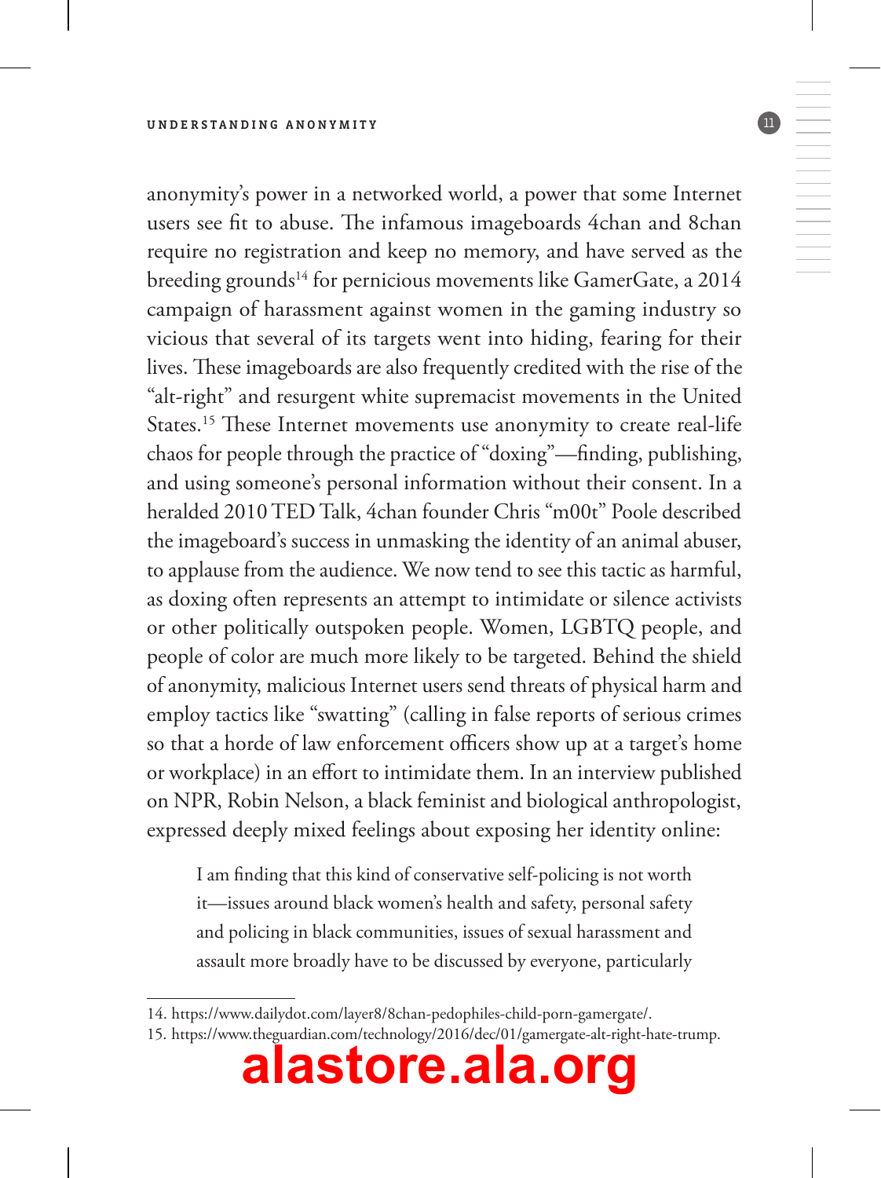anonymity's power in a networked world, a power that some Internet users see fit to abuse. The infamous imageboards 4chan and 8chan require no registration and keep no memory, and have served as the breeding grounds[14] for pernicious movements like GamerGate, a 2014 campaign of harassment against women in the gaming industry so vicious that several of its targets went into hiding, fearing for their lives. These imageboards are also frequently credited with the rise of the "alt-right" and resurgent white supremacist movements in the United States.[15] These Internet movements use anonymity to create real-life chaos for people through the practice of "doxing"—finding, publishing, and using someone's personal information without their consent. In a heralded 2010 TED Talk, 4chan founder Chris "m00t" Poole described the imageboard's success in unmasking the identity of an animal abuser, to applause from the audience. We now tend to see this tactic as harmful, as doxing often represents an attempt to intimidate or silence activists or other politically outspoken people. Women, LGBTQ people, and people of color are much more likely to be targeted. Behind the shield of anonymity, malicious Internet users send threats of physical harm and employ tactics like "swatting" (calling in false reports of serious crimes so that a horde of law enforcement officers show up at a target's home or workplace) in an effort to intimidate them. In an interview published on NPR, Robin Nelson, a black feminist and biological anthropologist, expressed deeply mixed feelings about exposing her identity online:

> I am finding that this kind of conservative self-policing is not worth it—issues around black women's health and safety, personal safety and policing in black communities, issues of sexual harassment and assault more broadly have to be discussed by everyone, particularly

---

14. https://www.dailydot.com/layer8/8chan-pedophiles-child-porn-gamergate/.
15. https://www.theguardian.com/technology/2016/dec/01/gamergate-alt-right-hate-trump.

alastore.ala.org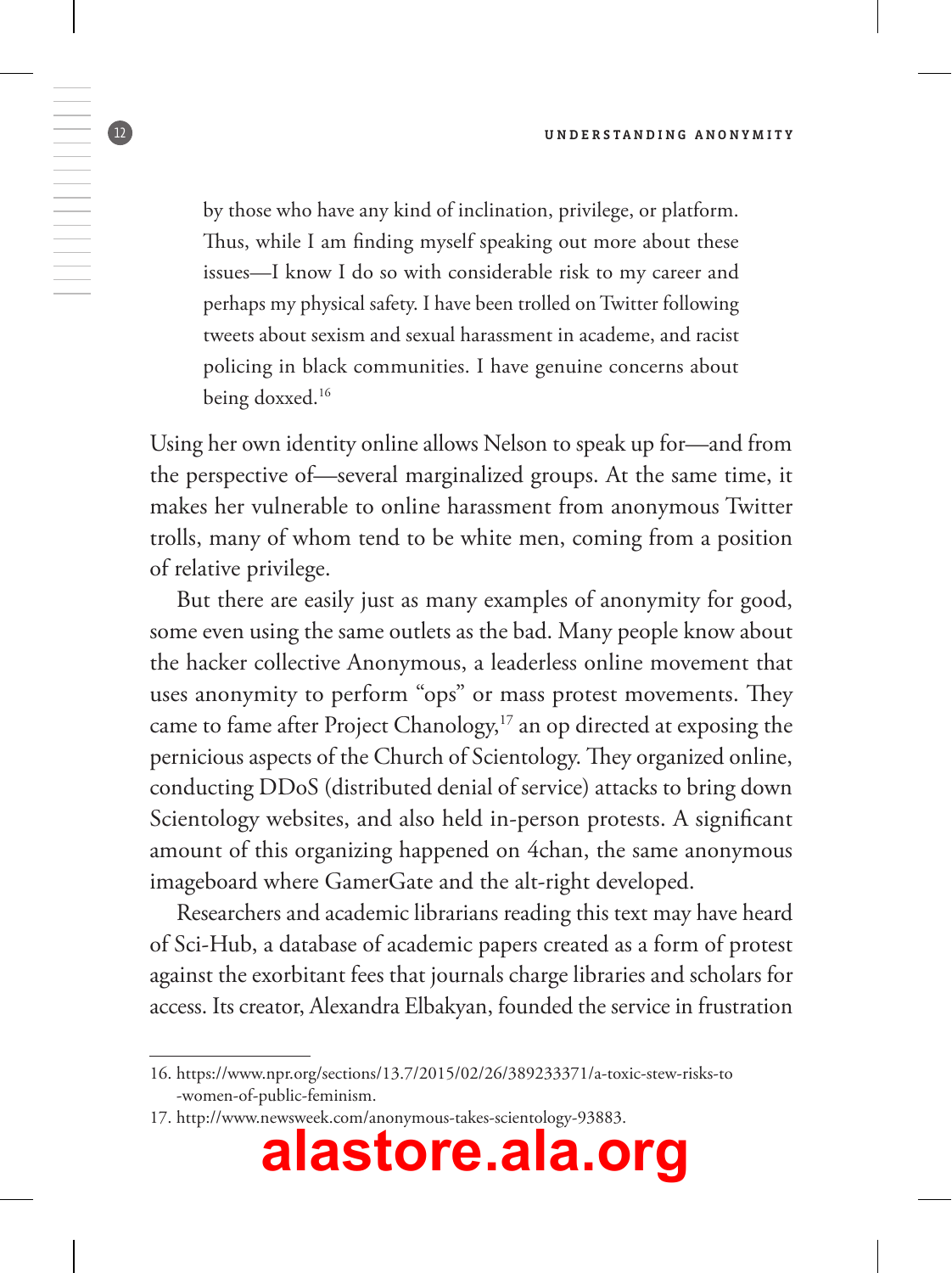> by those who have any kind of inclination, privilege, or platform. Thus, while I am finding myself speaking out more about these issues—I know I do so with considerable risk to my career and perhaps my physical safety. I have been trolled on Twitter following tweets about sexism and sexual harassment in academe, and racist policing in black communities. I have genuine concerns about being doxxed.[16]

Using her own identity online allows Nelson to speak up for—and from the perspective of—several marginalized groups. At the same time, it makes her vulnerable to online harassment from anonymous Twitter trolls, many of whom tend to be white men, coming from a position of relative privilege.

But there are easily just as many examples of anonymity for good, some even using the same outlets as the bad. Many people know about the hacker collective Anonymous, a leaderless online movement that uses anonymity to perform "ops" or mass protest movements. They came to fame after Project Chanology,[17] an op directed at exposing the pernicious aspects of the Church of Scientology. They organized online, conducting DDoS (distributed denial of service) attacks to bring down Scientology websites, and also held in-person protests. A significant amount of this organizing happened on 4chan, the same anonymous imageboard where GamerGate and the alt-right developed.

Researchers and academic librarians reading this text may have heard of Sci-Hub, a database of academic papers created as a form of protest against the exorbitant fees that journals charge libraries and scholars for access. Its creator, Alexandra Elbakyan, founded the service in frustration

---

16. https://www.npr.org/sections/13.7/2015/02/26/389233371/a-toxic-stew-risks-to-women-of-public-feminism.
17. http://www.newsweek.com/anonymous-takes-scientology-93883.

alastore.ala.org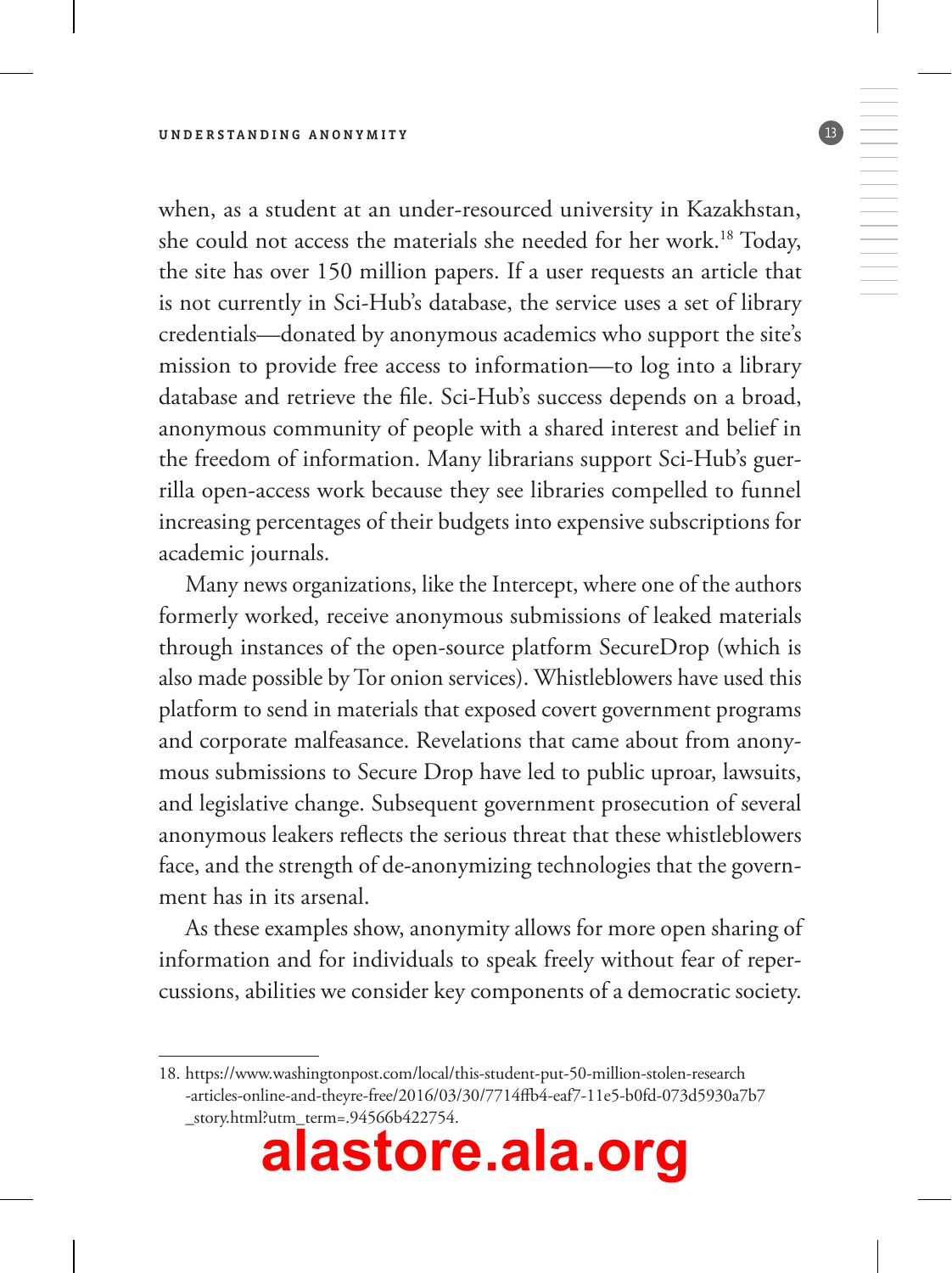when, as a student at an under-resourced university in Kazakhstan, she could not access the materials she needed for her work.[18] Today, the site has over 150 million papers. If a user requests an article that is not currently in Sci-Hub's database, the service uses a set of library credentials—donated by anonymous academics who support the site's mission to provide free access to information—to log into a library database and retrieve the file. Sci-Hub's success depends on a broad, anonymous community of people with a shared interest and belief in the freedom of information. Many librarians support Sci-Hub's guerrilla open-access work because they see libraries compelled to funnel increasing percentages of their budgets into expensive subscriptions for academic journals.

Many news organizations, like the Intercept, where one of the authors formerly worked, receive anonymous submissions of leaked materials through instances of the open-source platform SecureDrop (which is also made possible by Tor onion services). Whistleblowers have used this platform to send in materials that exposed covert government programs and corporate malfeasance. Revelations that came about from anonymous submissions to Secure Drop have led to public uproar, lawsuits, and legislative change. Subsequent government prosecution of several anonymous leakers reflects the serious threat that these whistleblowers face, and the strength of de-anonymizing technologies that the government has in its arsenal.

As these examples show, anonymity allows for more open sharing of information and for individuals to speak freely without fear of repercussions, abilities we consider key components of a democratic society.

---

18. https://www.washingtonpost.com/local/this-student-put-50-million-stolen-research-articles-online-and-theyre-free/2016/03/30/7714ffb4-eaf7-11e5-b0fd-073d5930a7b7_story.html?utm_term=.94566b422754.

**alastore.ala.org**